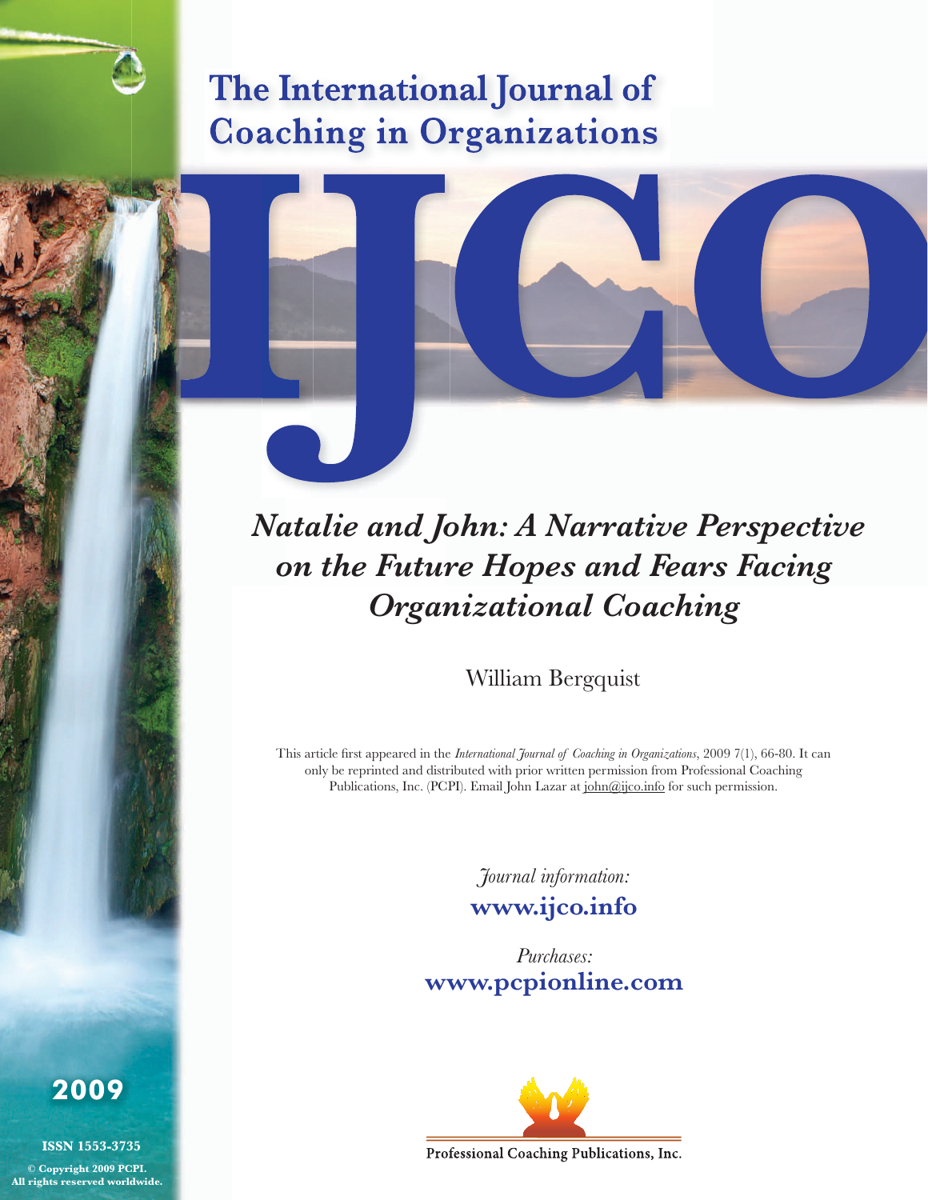# The International Journal of Coaching in Organizations

# IJCO

## *Natalie and John: A Narrative Perspective on the Future Hopes and Fears Facing Organizational Coaching*

William Bergquist

This article first appeared in the *International Journal of Coaching in Organizations*, 2009 7(1), 66-80. It can only be reprinted and distributed with prior written permission from Professional Coaching Publications, Inc. (PCPI). Email John Lazar at john@ijco.info for such permission.

*Journal information:*
**www.ijco.info**

*Purchases:*
**www.pcpionline.com**

Professional Coaching Publications, Inc.

**2009**

**ISSN 1553-3735**

**© Copyright 2009 PCPI. All rights reserved worldwide.**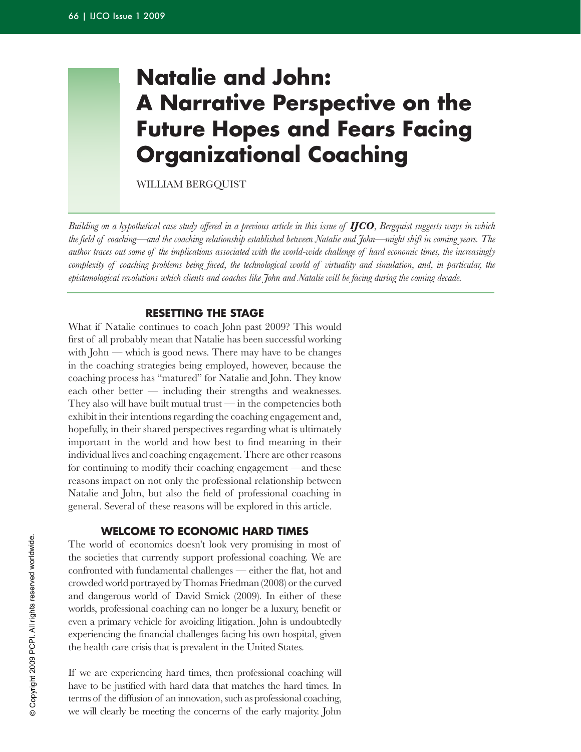# Natalie and John: A Narrative Perspective on the Future Hopes and Fears Facing Organizational Coaching

WILLIAM BERGQUIST

*Building on a hypothetical case study offered in a previous article in this issue of **IJCO**, Bergquist suggests ways in which the field of coaching—and the coaching relationship established between Natalie and John—might shift in coming years. The author traces out some of the implications associated with the world-wide challenge of hard economic times, the increasingly complexity of coaching problems being faced, the technological world of virtuality and simulation, and, in particular, the epistemological revolutions which clients and coaches like John and Natalie will be facing during the coming decade.*

## RESETTING THE STAGE

What if Natalie continues to coach John past 2009? This would first of all probably mean that Natalie has been successful working with John — which is good news. There may have to be changes in the coaching strategies being employed, however, because the coaching process has "matured" for Natalie and John. They know each other better — including their strengths and weaknesses. They also will have built mutual trust — in the competencies both exhibit in their intentions regarding the coaching engagement and, hopefully, in their shared perspectives regarding what is ultimately important in the world and how best to find meaning in their individual lives and coaching engagement. There are other reasons for continuing to modify their coaching engagement —and these reasons impact on not only the professional relationship between Natalie and John, but also the field of professional coaching in general. Several of these reasons will be explored in this article.

## WELCOME TO ECONOMIC HARD TIMES

The world of economics doesn't look very promising in most of the societies that currently support professional coaching. We are confronted with fundamental challenges — either the flat, hot and crowded world portrayed by Thomas Friedman (2008) or the curved and dangerous world of David Smick (2009). In either of these worlds, professional coaching can no longer be a luxury, benefit or even a primary vehicle for avoiding litigation. John is undoubtedly experiencing the financial challenges facing his own hospital, given the health care crisis that is prevalent in the United States.

If we are experiencing hard times, then professional coaching will have to be justified with hard data that matches the hard times. In terms of the diffusion of an innovation, such as professional coaching, we will clearly be meeting the concerns of the early majority. John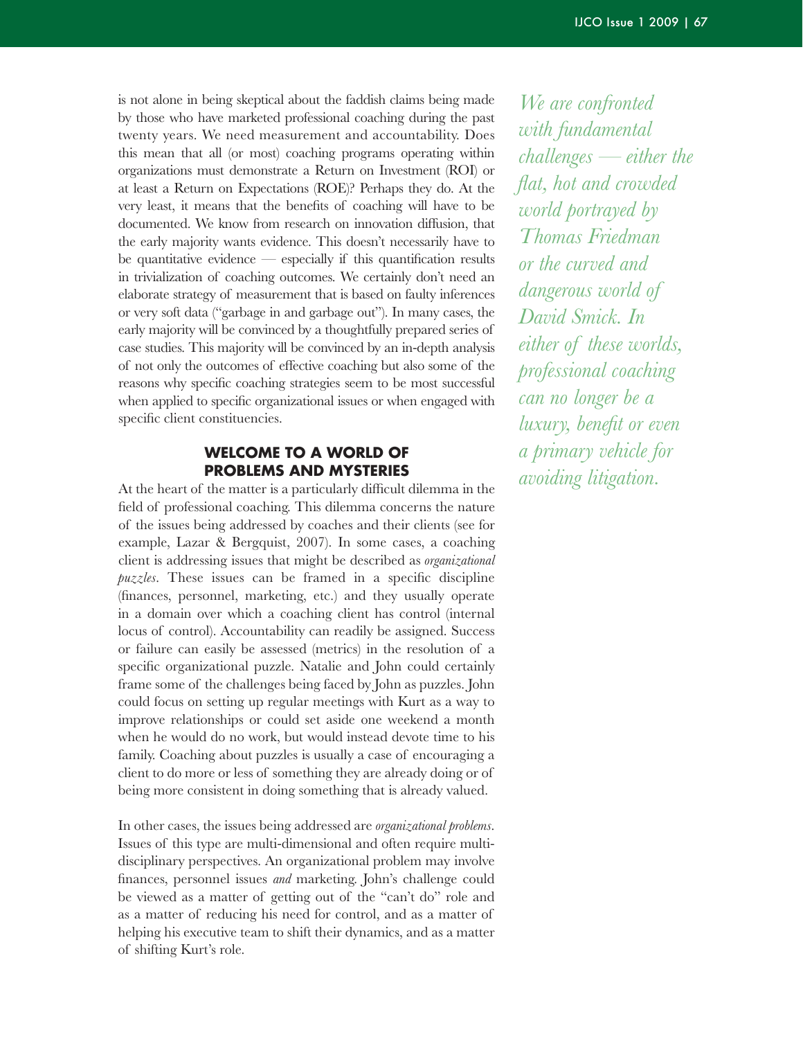is not alone in being skeptical about the faddish claims being made by those who have marketed professional coaching during the past twenty years. We need measurement and accountability. Does this mean that all (or most) coaching programs operating within organizations must demonstrate a Return on Investment (ROI) or at least a Return on Expectations (ROE)? Perhaps they do. At the very least, it means that the benefits of coaching will have to be documented. We know from research on innovation diffusion, that the early majority wants evidence. This doesn't necessarily have to be quantitative evidence — especially if this quantification results in trivialization of coaching outcomes. We certainly don't need an elaborate strategy of measurement that is based on faulty inferences or very soft data ("garbage in and garbage out"). In many cases, the early majority will be convinced by a thoughtfully prepared series of case studies. This majority will be convinced by an in-depth analysis of not only the outcomes of effective coaching but also some of the reasons why specific coaching strategies seem to be most successful when applied to specific organizational issues or when engaged with specific client constituencies.

*We are confronted with fundamental challenges — either the flat, hot and crowded world portrayed by Thomas Friedman or the curved and dangerous world of David Smick. In either of these worlds, professional coaching can no longer be a luxury, benefit or even a primary vehicle for avoiding litigation.*

## WELCOME TO A WORLD OF PROBLEMS AND MYSTERIES

At the heart of the matter is a particularly difficult dilemma in the field of professional coaching. This dilemma concerns the nature of the issues being addressed by coaches and their clients (see for example, Lazar & Bergquist, 2007). In some cases, a coaching client is addressing issues that might be described as *organizational puzzles*. These issues can be framed in a specific discipline (finances, personnel, marketing, etc.) and they usually operate in a domain over which a coaching client has control (internal locus of control). Accountability can readily be assigned. Success or failure can easily be assessed (metrics) in the resolution of a specific organizational puzzle. Natalie and John could certainly frame some of the challenges being faced by John as puzzles. John could focus on setting up regular meetings with Kurt as a way to improve relationships or could set aside one weekend a month when he would do no work, but would instead devote time to his family. Coaching about puzzles is usually a case of encouraging a client to do more or less of something they are already doing or of being more consistent in doing something that is already valued.

In other cases, the issues being addressed are *organizational problems*. Issues of this type are multi-dimensional and often require multi-disciplinary perspectives. An organizational problem may involve finances, personnel issues *and* marketing. John's challenge could be viewed as a matter of getting out of the "can't do" role and as a matter of reducing his need for control, and as a matter of helping his executive team to shift their dynamics, and as a matter of shifting Kurt's role.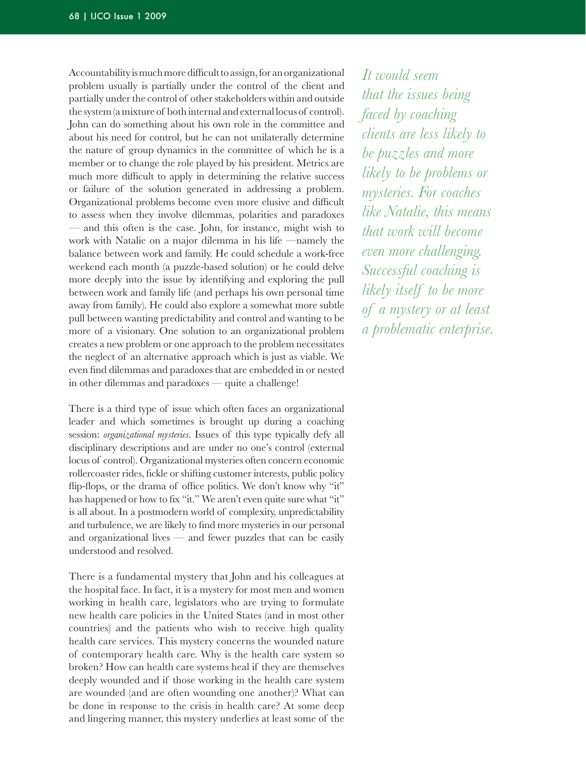Accountability is much more difficult to assign, for an organizational problem usually is partially under the control of the client and partially under the control of other stakeholders within and outside the system (a mixture of both internal and external locus of control). John can do something about his own role in the committee and about his need for control, but he can not unilaterally determine the nature of group dynamics in the committee of which he is a member or to change the role played by his president. Metrics are much more difficult to apply in determining the relative success or failure of the solution generated in addressing a problem. Organizational problems become even more elusive and difficult to assess when they involve dilemmas, polarities and paradoxes — and this often is the case. John, for instance, might wish to work with Natalie on a major dilemma in his life —namely the balance between work and family. He could schedule a work-free weekend each month (a puzzle-based solution) or he could delve more deeply into the issue by identifying and exploring the pull between work and family life (and perhaps his own personal time away from family). He could also explore a somewhat more subtle pull between wanting predictability and control and wanting to be more of a visionary. One solution to an organizational problem creates a new problem or one approach to the problem necessitates the neglect of an alternative approach which is just as viable. We even find dilemmas and paradoxes that are embedded in or nested in other dilemmas and paradoxes — quite a challenge!

*It would seem that the issues being faced by coaching clients are less likely to be puzzles and more likely to be problems or mysteries. For coaches like Natalie, this means that work will become even more challenging. Successful coaching is likely itself to be more of a mystery or at least a problematic enterprise.*

There is a third type of issue which often faces an organizational leader and which sometimes is brought up during a coaching session: *organizational mysteries*. Issues of this type typically defy all disciplinary descriptions and are under no one's control (external locus of control). Organizational mysteries often concern economic rollercoaster rides, fickle or shifting customer interests, public policy flip-flops, or the drama of office politics. We don't know why "it" has happened or how to fix "it." We aren't even quite sure what "it" is all about. In a postmodern world of complexity, unpredictability and turbulence, we are likely to find more mysteries in our personal and organizational lives — and fewer puzzles that can be easily understood and resolved.

There is a fundamental mystery that John and his colleagues at the hospital face. In fact, it is a mystery for most men and women working in health care, legislators who are trying to formulate new health care policies in the United States (and in most other countries) and the patients who wish to receive high quality health care services. This mystery concerns the wounded nature of contemporary health care. Why is the health care system so broken? How can health care systems heal if they are themselves deeply wounded and if those working in the health care system are wounded (and are often wounding one another)? What can be done in response to the crisis in health care? At some deep and lingering manner, this mystery underlies at least some of the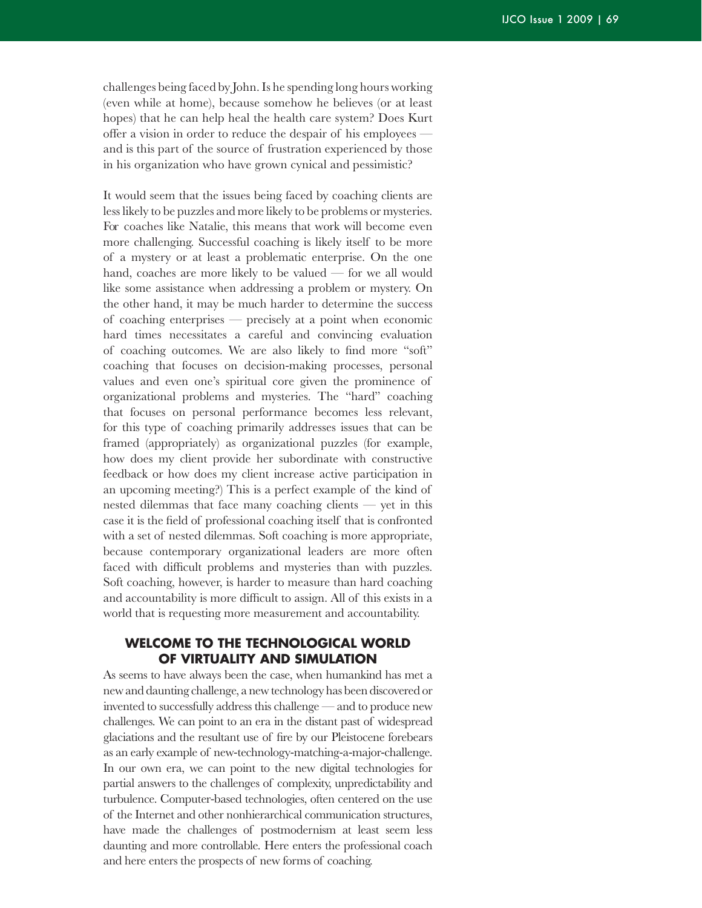challenges being faced by John. Is he spending long hours working (even while at home), because somehow he believes (or at least hopes) that he can help heal the health care system? Does Kurt offer a vision in order to reduce the despair of his employees — and is this part of the source of frustration experienced by those in his organization who have grown cynical and pessimistic?

It would seem that the issues being faced by coaching clients are less likely to be puzzles and more likely to be problems or mysteries. For coaches like Natalie, this means that work will become even more challenging. Successful coaching is likely itself to be more of a mystery or at least a problematic enterprise. On the one hand, coaches are more likely to be valued — for we all would like some assistance when addressing a problem or mystery. On the other hand, it may be much harder to determine the success of coaching enterprises — precisely at a point when economic hard times necessitates a careful and convincing evaluation of coaching outcomes. We are also likely to find more "soft" coaching that focuses on decision-making processes, personal values and even one's spiritual core given the prominence of organizational problems and mysteries. The "hard" coaching that focuses on personal performance becomes less relevant, for this type of coaching primarily addresses issues that can be framed (appropriately) as organizational puzzles (for example, how does my client provide her subordinate with constructive feedback or how does my client increase active participation in an upcoming meeting?) This is a perfect example of the kind of nested dilemmas that face many coaching clients — yet in this case it is the field of professional coaching itself that is confronted with a set of nested dilemmas. Soft coaching is more appropriate, because contemporary organizational leaders are more often faced with difficult problems and mysteries than with puzzles. Soft coaching, however, is harder to measure than hard coaching and accountability is more difficult to assign. All of this exists in a world that is requesting more measurement and accountability.

## WELCOME TO THE TECHNOLOGICAL WORLD OF VIRTUALITY AND SIMULATION

As seems to have always been the case, when humankind has met a new and daunting challenge, a new technology has been discovered or invented to successfully address this challenge — and to produce new challenges. We can point to an era in the distant past of widespread glaciations and the resultant use of fire by our Pleistocene forebears as an early example of new-technology-matching-a-major-challenge. In our own era, we can point to the new digital technologies for partial answers to the challenges of complexity, unpredictability and turbulence. Computer-based technologies, often centered on the use of the Internet and other nonhierarchical communication structures, have made the challenges of postmodernism at least seem less daunting and more controllable. Here enters the professional coach and here enters the prospects of new forms of coaching.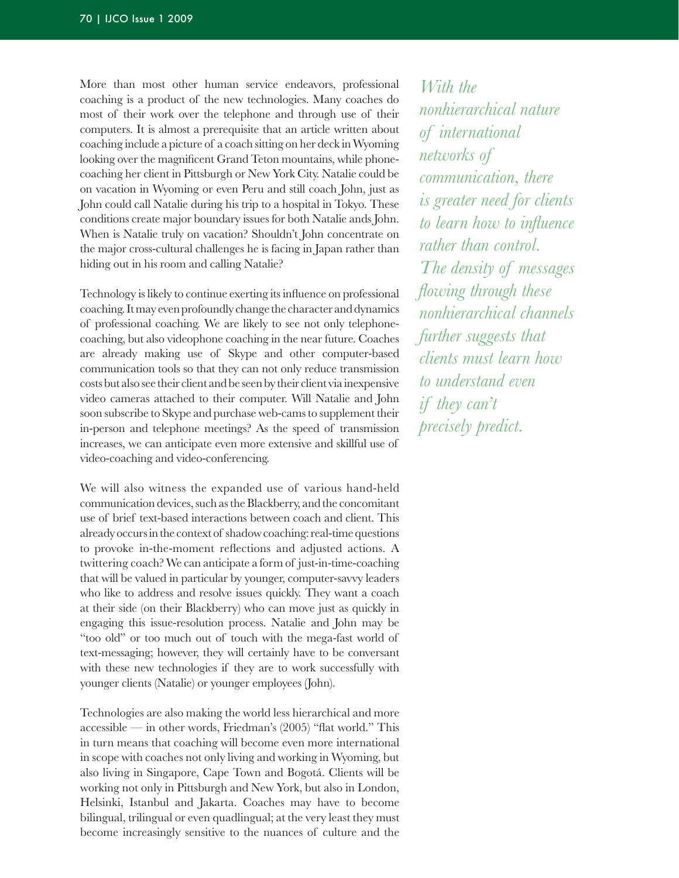More than most other human service endeavors, professional coaching is a product of the new technologies. Many coaches do most of their work over the telephone and through use of their computers. It is almost a prerequisite that an article written about coaching include a picture of a coach sitting on her deck in Wyoming looking over the magnificent Grand Teton mountains, while phone-coaching her client in Pittsburgh or New York City. Natalie could be on vacation in Wyoming or even Peru and still coach John, just as John could call Natalie during his trip to a hospital in Tokyo. These conditions create major boundary issues for both Natalie ands John. When is Natalie truly on vacation? Shouldn't John concentrate on the major cross-cultural challenges he is facing in Japan rather than hiding out in his room and calling Natalie?

*With the nonhierarchical nature of international networks of communication, there is greater need for clients to learn how to influence rather than control. The density of messages flowing through these nonhierarchical channels further suggests that clients must learn how to understand even if they can't precisely predict.*

Technology is likely to continue exerting its influence on professional coaching. It may even profoundly change the character and dynamics of professional coaching. We are likely to see not only telephone-coaching, but also videophone coaching in the near future. Coaches are already making use of Skype and other computer-based communication tools so that they can not only reduce transmission costs but also see their client and be seen by their client via inexpensive video cameras attached to their computer. Will Natalie and John soon subscribe to Skype and purchase web-cams to supplement their in-person and telephone meetings? As the speed of transmission increases, we can anticipate even more extensive and skillful use of video-coaching and video-conferencing.

We will also witness the expanded use of various hand-held communication devices, such as the Blackberry, and the concomitant use of brief text-based interactions between coach and client. This already occurs in the context of shadow coaching: real-time questions to provoke in-the-moment reflections and adjusted actions. A twittering coach? We can anticipate a form of just-in-time-coaching that will be valued in particular by younger, computer-savvy leaders who like to address and resolve issues quickly. They want a coach at their side (on their Blackberry) who can move just as quickly in engaging this issue-resolution process. Natalie and John may be "too old" or too much out of touch with the mega-fast world of text-messaging; however, they will certainly have to be conversant with these new technologies if they are to work successfully with younger clients (Natalie) or younger employees (John).

Technologies are also making the world less hierarchical and more accessible — in other words, Friedman's (2005) "flat world." This in turn means that coaching will become even more international in scope with coaches not only living and working in Wyoming, but also living in Singapore, Cape Town and Bogotá. Clients will be working not only in Pittsburgh and New York, but also in London, Helsinki, Istanbul and Jakarta. Coaches may have to become bilingual, trilingual or even quadlingual; at the very least they must become increasingly sensitive to the nuances of culture and the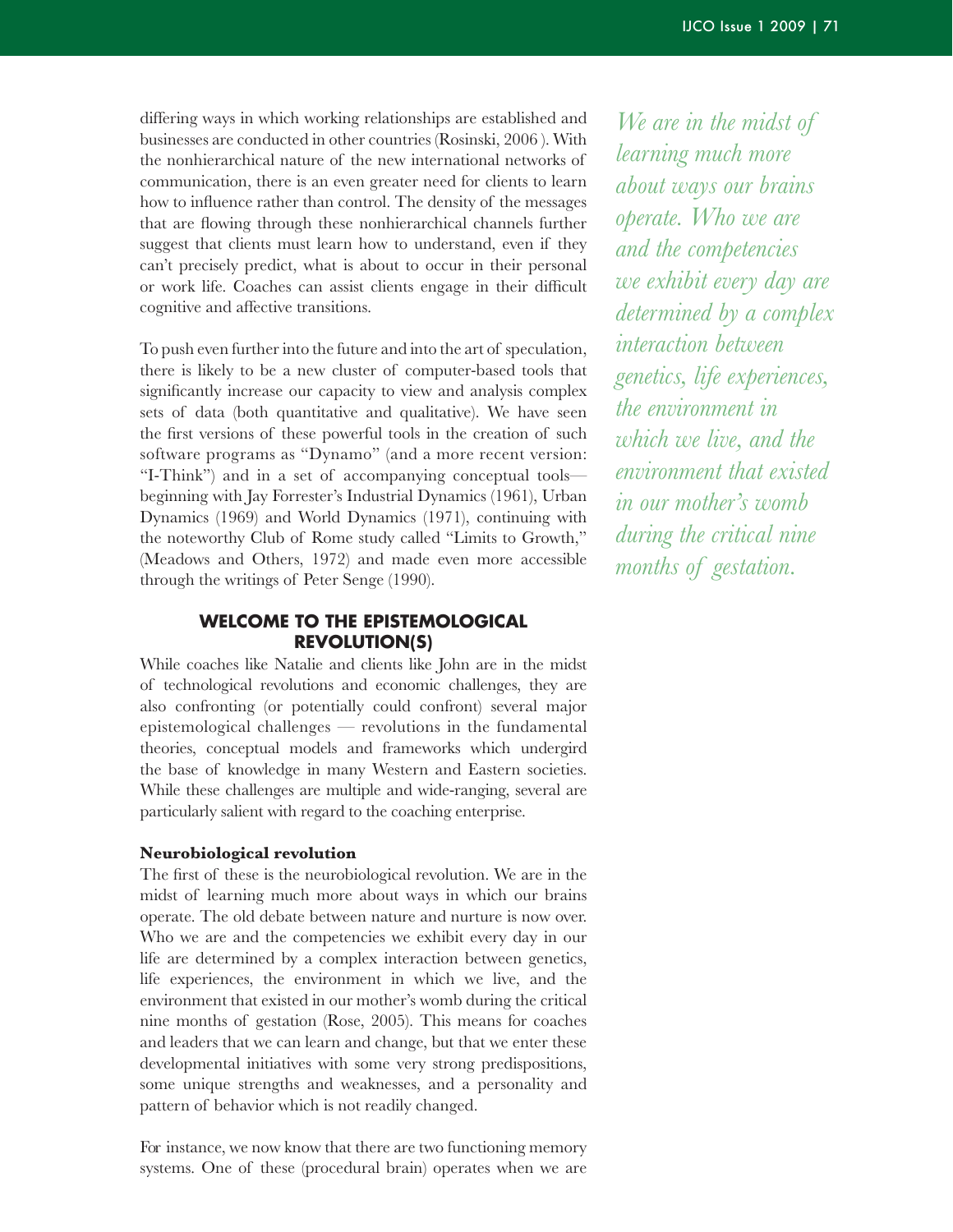differing ways in which working relationships are established and businesses are conducted in other countries (Rosinski, 2006 ). With the nonhierarchical nature of the new international networks of communication, there is an even greater need for clients to learn how to influence rather than control. The density of the messages that are flowing through these nonhierarchical channels further suggest that clients must learn how to understand, even if they can't precisely predict, what is about to occur in their personal or work life. Coaches can assist clients engage in their difficult cognitive and affective transitions.

To push even further into the future and into the art of speculation, there is likely to be a new cluster of computer-based tools that significantly increase our capacity to view and analysis complex sets of data (both quantitative and qualitative). We have seen the first versions of these powerful tools in the creation of such software programs as "Dynamo" (and a more recent version: "I-Think") and in a set of accompanying conceptual tools—beginning with Jay Forrester's Industrial Dynamics (1961), Urban Dynamics (1969) and World Dynamics (1971), continuing with the noteworthy Club of Rome study called "Limits to Growth," (Meadows and Others, 1972) and made even more accessible through the writings of Peter Senge (1990).

## WELCOME TO THE EPISTEMOLOGICAL REVOLUTION(S)

While coaches like Natalie and clients like John are in the midst of technological revolutions and economic challenges, they are also confronting (or potentially could confront) several major epistemological challenges — revolutions in the fundamental theories, conceptual models and frameworks which undergird the base of knowledge in many Western and Eastern societies. While these challenges are multiple and wide-ranging, several are particularly salient with regard to the coaching enterprise.

### Neurobiological revolution

The first of these is the neurobiological revolution. We are in the midst of learning much more about ways in which our brains operate. The old debate between nature and nurture is now over. Who we are and the competencies we exhibit every day in our life are determined by a complex interaction between genetics, life experiences, the environment in which we live, and the environment that existed in our mother's womb during the critical nine months of gestation (Rose, 2005). This means for coaches and leaders that we can learn and change, but that we enter these developmental initiatives with some very strong predispositions, some unique strengths and weaknesses, and a personality and pattern of behavior which is not readily changed.

*We are in the midst of learning much more about ways our brains operate. Who we are and the competencies we exhibit every day are determined by a complex interaction between genetics, life experiences, the environment in which we live, and the environment that existed in our mother's womb during the critical nine months of gestation.*

For instance, we now know that there are two functioning memory systems. One of these (procedural brain) operates when we are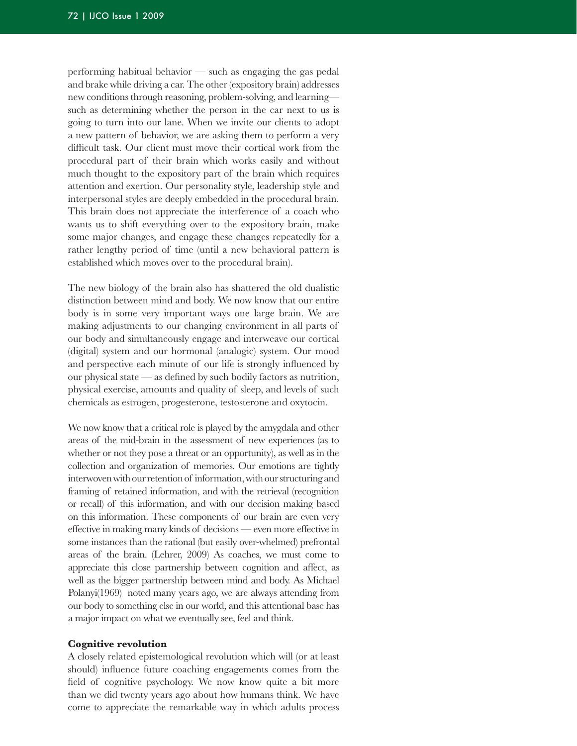performing habitual behavior — such as engaging the gas pedal and brake while driving a car. The other (expository brain) addresses new conditions through reasoning, problem-solving, and learning— such as determining whether the person in the car next to us is going to turn into our lane. When we invite our clients to adopt a new pattern of behavior, we are asking them to perform a very difficult task. Our client must move their cortical work from the procedural part of their brain which works easily and without much thought to the expository part of the brain which requires attention and exertion. Our personality style, leadership style and interpersonal styles are deeply embedded in the procedural brain. This brain does not appreciate the interference of a coach who wants us to shift everything over to the expository brain, make some major changes, and engage these changes repeatedly for a rather lengthy period of time (until a new behavioral pattern is established which moves over to the procedural brain).

The new biology of the brain also has shattered the old dualistic distinction between mind and body. We now know that our entire body is in some very important ways one large brain. We are making adjustments to our changing environment in all parts of our body and simultaneously engage and interweave our cortical (digital) system and our hormonal (analogic) system. Our mood and perspective each minute of our life is strongly influenced by our physical state — as defined by such bodily factors as nutrition, physical exercise, amounts and quality of sleep, and levels of such chemicals as estrogen, progesterone, testosterone and oxytocin.

We now know that a critical role is played by the amygdala and other areas of the mid-brain in the assessment of new experiences (as to whether or not they pose a threat or an opportunity), as well as in the collection and organization of memories. Our emotions are tightly interwoven with our retention of information, with our structuring and framing of retained information, and with the retrieval (recognition or recall) of this information, and with our decision making based on this information. These components of our brain are even very effective in making many kinds of decisions — even more effective in some instances than the rational (but easily over-whelmed) prefrontal areas of the brain. (Lehrer, 2009) As coaches, we must come to appreciate this close partnership between cognition and affect, as well as the bigger partnership between mind and body. As Michael Polanyi(1969) noted many years ago, we are always attending from our body to something else in our world, and this attentional base has a major impact on what we eventually see, feel and think.

**Cognitive revolution**

A closely related epistemological revolution which will (or at least should) influence future coaching engagements comes from the field of cognitive psychology. We now know quite a bit more than we did twenty years ago about how humans think. We have come to appreciate the remarkable way in which adults process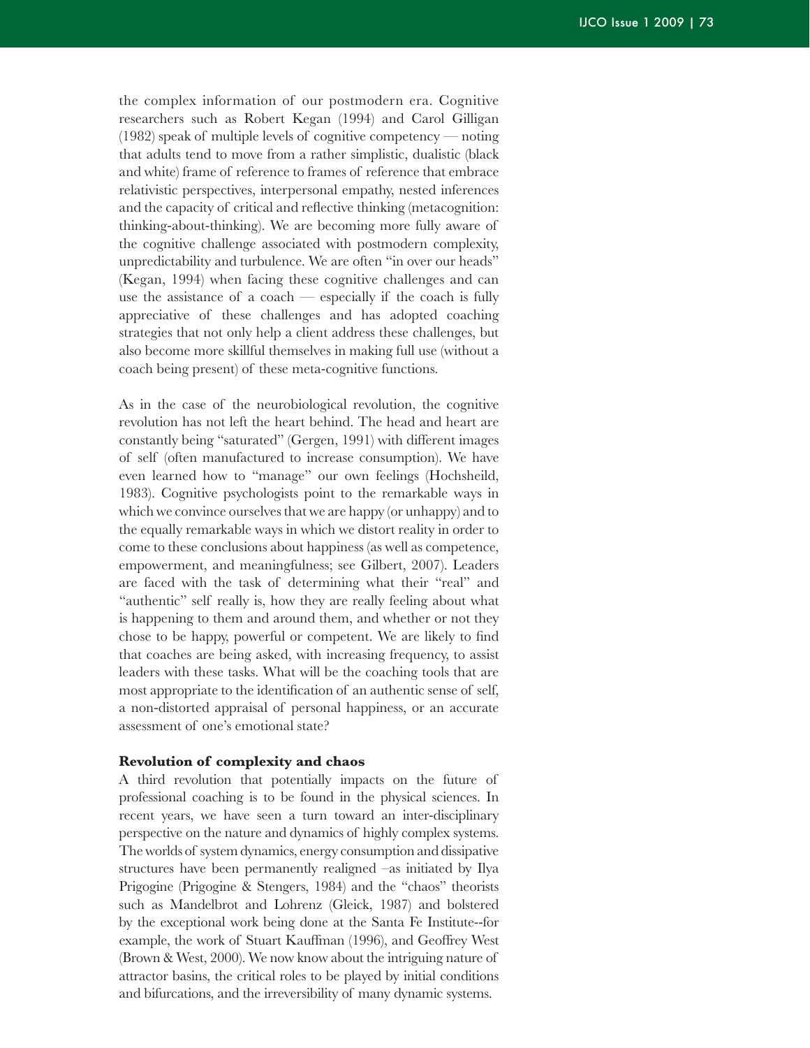the complex information of our postmodern era. Cognitive researchers such as Robert Kegan (1994) and Carol Gilligan (1982) speak of multiple levels of cognitive competency — noting that adults tend to move from a rather simplistic, dualistic (black and white) frame of reference to frames of reference that embrace relativistic perspectives, interpersonal empathy, nested inferences and the capacity of critical and reflective thinking (metacognition: thinking-about-thinking). We are becoming more fully aware of the cognitive challenge associated with postmodern complexity, unpredictability and turbulence. We are often "in over our heads" (Kegan, 1994) when facing these cognitive challenges and can use the assistance of a coach — especially if the coach is fully appreciative of these challenges and has adopted coaching strategies that not only help a client address these challenges, but also become more skillful themselves in making full use (without a coach being present) of these meta-cognitive functions.

As in the case of the neurobiological revolution, the cognitive revolution has not left the heart behind. The head and heart are constantly being "saturated" (Gergen, 1991) with different images of self (often manufactured to increase consumption). We have even learned how to "manage" our own feelings (Hochsheild, 1983). Cognitive psychologists point to the remarkable ways in which we convince ourselves that we are happy (or unhappy) and to the equally remarkable ways in which we distort reality in order to come to these conclusions about happiness (as well as competence, empowerment, and meaningfulness; see Gilbert, 2007). Leaders are faced with the task of determining what their "real" and "authentic" self really is, how they are really feeling about what is happening to them and around them, and whether or not they chose to be happy, powerful or competent. We are likely to find that coaches are being asked, with increasing frequency, to assist leaders with these tasks. What will be the coaching tools that are most appropriate to the identification of an authentic sense of self, a non-distorted appraisal of personal happiness, or an accurate assessment of one's emotional state?

**Revolution of complexity and chaos**

A third revolution that potentially impacts on the future of professional coaching is to be found in the physical sciences. In recent years, we have seen a turn toward an inter-disciplinary perspective on the nature and dynamics of highly complex systems. The worlds of system dynamics, energy consumption and dissipative structures have been permanently realigned –as initiated by Ilya Prigogine (Prigogine & Stengers, 1984) and the "chaos" theorists such as Mandelbrot and Lohrenz (Gleick, 1987) and bolstered by the exceptional work being done at the Santa Fe Institute--for example, the work of Stuart Kauffman (1996), and Geoffrey West (Brown & West, 2000). We now know about the intriguing nature of attractor basins, the critical roles to be played by initial conditions and bifurcations, and the irreversibility of many dynamic systems.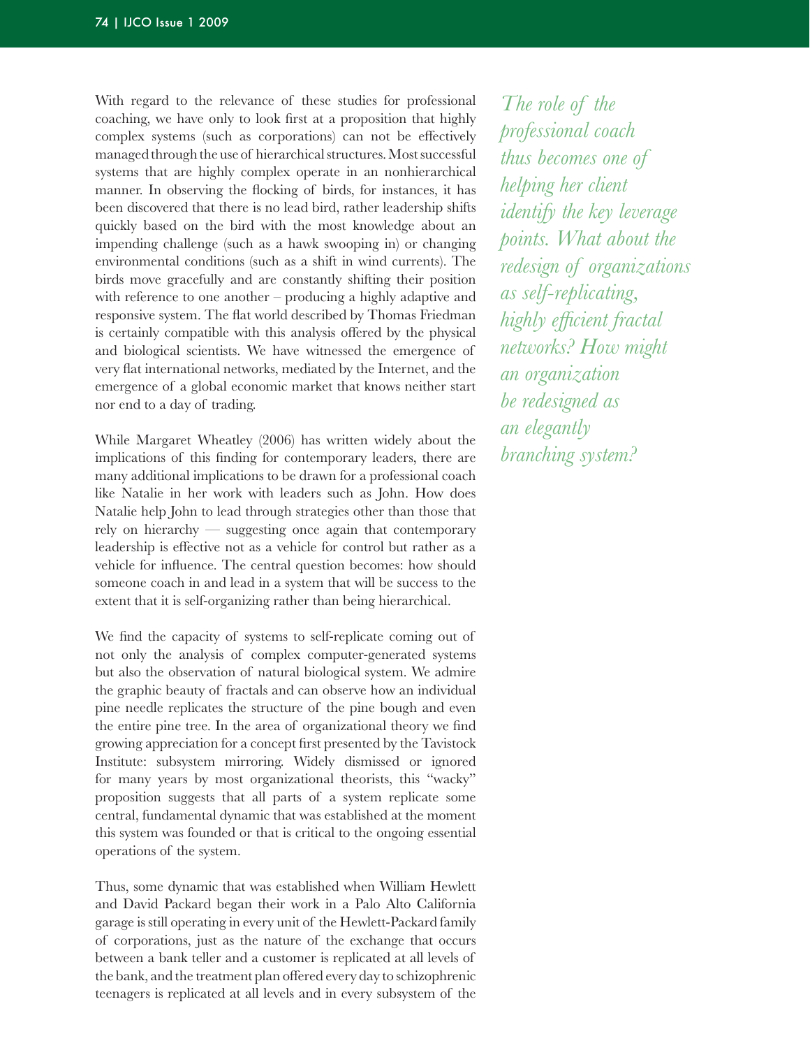With regard to the relevance of these studies for professional coaching, we have only to look first at a proposition that highly complex systems (such as corporations) can not be effectively managed through the use of hierarchical structures. Most successful systems that are highly complex operate in an nonhierarchical manner. In observing the flocking of birds, for instances, it has been discovered that there is no lead bird, rather leadership shifts quickly based on the bird with the most knowledge about an impending challenge (such as a hawk swooping in) or changing environmental conditions (such as a shift in wind currents). The birds move gracefully and are constantly shifting their position with reference to one another – producing a highly adaptive and responsive system. The flat world described by Thomas Friedman is certainly compatible with this analysis offered by the physical and biological scientists. We have witnessed the emergence of very flat international networks, mediated by the Internet, and the emergence of a global economic market that knows neither start nor end to a day of trading.

While Margaret Wheatley (2006) has written widely about the implications of this finding for contemporary leaders, there are many additional implications to be drawn for a professional coach like Natalie in her work with leaders such as John. How does Natalie help John to lead through strategies other than those that rely on hierarchy — suggesting once again that contemporary leadership is effective not as a vehicle for control but rather as a vehicle for influence. The central question becomes: how should someone coach in and lead in a system that will be success to the extent that it is self-organizing rather than being hierarchical.

*The role of the professional coach thus becomes one of helping her client identify the key leverage points. What about the redesign of organizations as self-replicating, highly efficient fractal networks? How might an organization be redesigned as an elegantly branching system?*

We find the capacity of systems to self-replicate coming out of not only the analysis of complex computer-generated systems but also the observation of natural biological system. We admire the graphic beauty of fractals and can observe how an individual pine needle replicates the structure of the pine bough and even the entire pine tree. In the area of organizational theory we find growing appreciation for a concept first presented by the Tavistock Institute: subsystem mirroring. Widely dismissed or ignored for many years by most organizational theorists, this "wacky" proposition suggests that all parts of a system replicate some central, fundamental dynamic that was established at the moment this system was founded or that is critical to the ongoing essential operations of the system.

Thus, some dynamic that was established when William Hewlett and David Packard began their work in a Palo Alto California garage is still operating in every unit of the Hewlett-Packard family of corporations, just as the nature of the exchange that occurs between a bank teller and a customer is replicated at all levels of the bank, and the treatment plan offered every day to schizophrenic teenagers is replicated at all levels and in every subsystem of the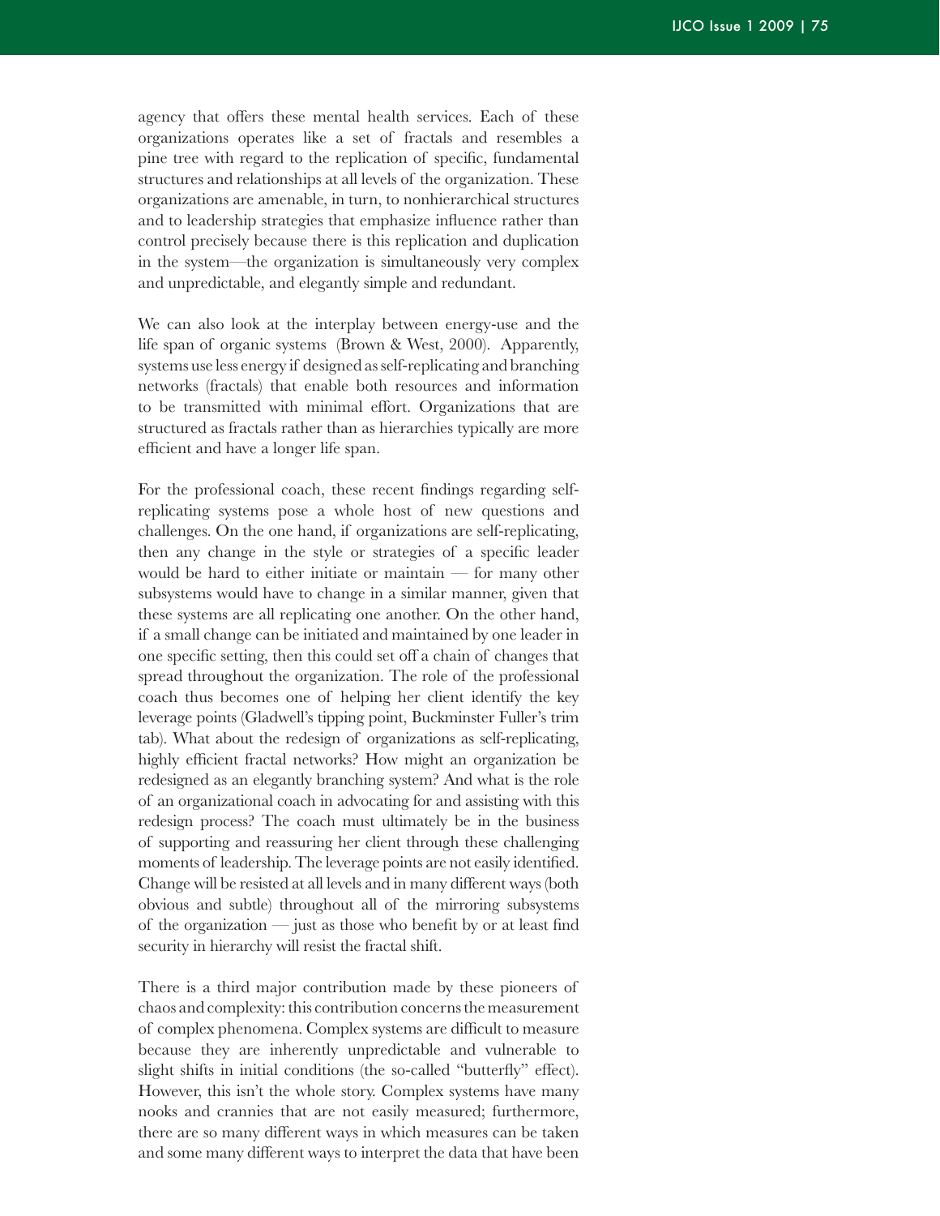agency that offers these mental health services. Each of these organizations operates like a set of fractals and resembles a pine tree with regard to the replication of specific, fundamental structures and relationships at all levels of the organization. These organizations are amenable, in turn, to nonhierarchical structures and to leadership strategies that emphasize influence rather than control precisely because there is this replication and duplication in the system—the organization is simultaneously very complex and unpredictable, and elegantly simple and redundant.

We can also look at the interplay between energy-use and the life span of organic systems (Brown & West, 2000). Apparently, systems use less energy if designed as self-replicating and branching networks (fractals) that enable both resources and information to be transmitted with minimal effort. Organizations that are structured as fractals rather than as hierarchies typically are more efficient and have a longer life span.

For the professional coach, these recent findings regarding self-replicating systems pose a whole host of new questions and challenges. On the one hand, if organizations are self-replicating, then any change in the style or strategies of a specific leader would be hard to either initiate or maintain — for many other subsystems would have to change in a similar manner, given that these systems are all replicating one another. On the other hand, if a small change can be initiated and maintained by one leader in one specific setting, then this could set off a chain of changes that spread throughout the organization. The role of the professional coach thus becomes one of helping her client identify the key leverage points (Gladwell's tipping point, Buckminster Fuller's trim tab). What about the redesign of organizations as self-replicating, highly efficient fractal networks? How might an organization be redesigned as an elegantly branching system? And what is the role of an organizational coach in advocating for and assisting with this redesign process? The coach must ultimately be in the business of supporting and reassuring her client through these challenging moments of leadership. The leverage points are not easily identified. Change will be resisted at all levels and in many different ways (both obvious and subtle) throughout all of the mirroring subsystems of the organization — just as those who benefit by or at least find security in hierarchy will resist the fractal shift.

There is a third major contribution made by these pioneers of chaos and complexity: this contribution concerns the measurement of complex phenomena. Complex systems are difficult to measure because they are inherently unpredictable and vulnerable to slight shifts in initial conditions (the so-called "butterfly" effect). However, this isn't the whole story. Complex systems have many nooks and crannies that are not easily measured; furthermore, there are so many different ways in which measures can be taken and some many different ways to interpret the data that have been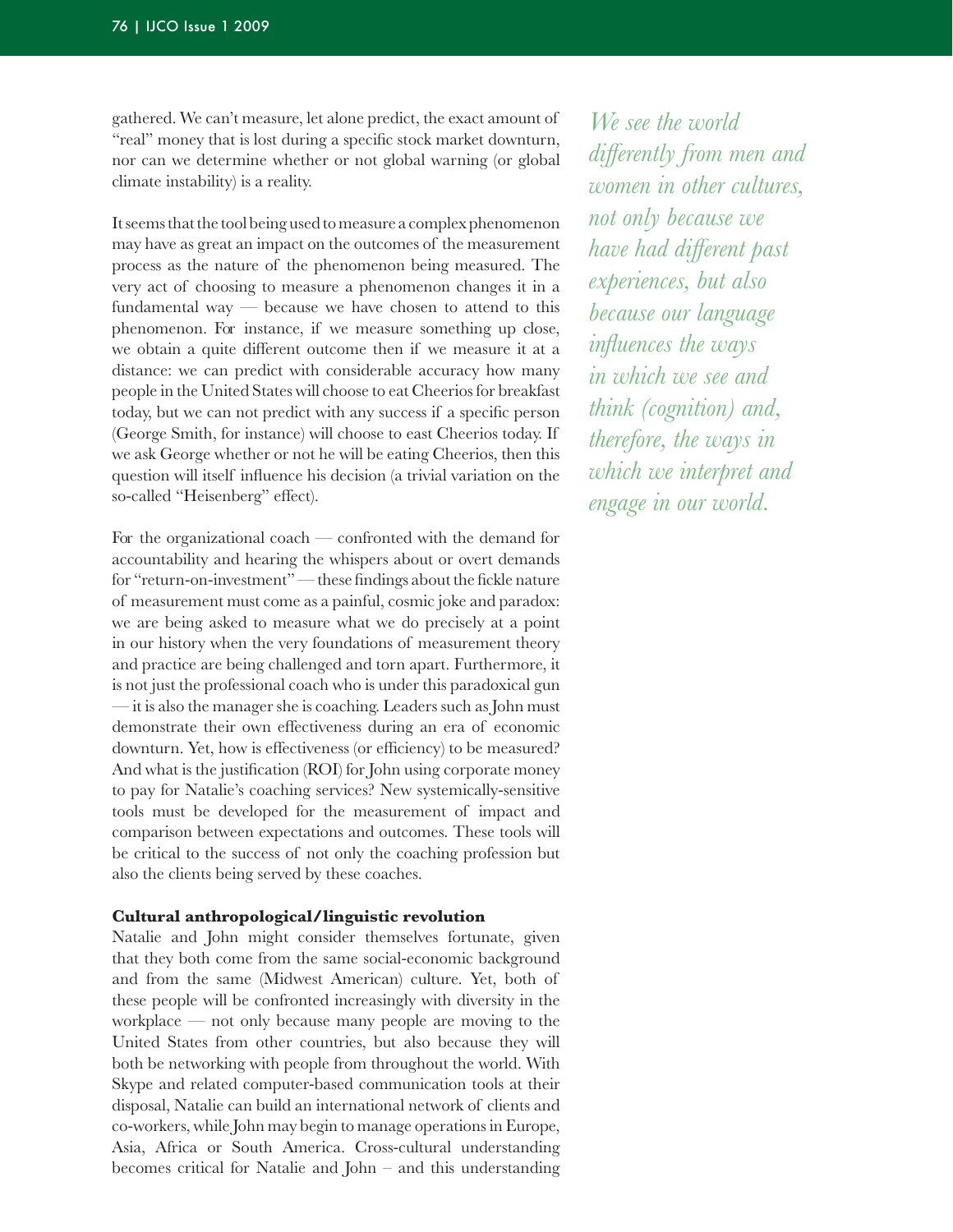gathered. We can't measure, let alone predict, the exact amount of "real" money that is lost during a specific stock market downturn, nor can we determine whether or not global warning (or global climate instability) is a reality.

It seems that the tool being used to measure a complex phenomenon may have as great an impact on the outcomes of the measurement process as the nature of the phenomenon being measured. The very act of choosing to measure a phenomenon changes it in a fundamental way — because we have chosen to attend to this phenomenon. For instance, if we measure something up close, we obtain a quite different outcome then if we measure it at a distance: we can predict with considerable accuracy how many people in the United States will choose to eat Cheerios for breakfast today, but we can not predict with any success if a specific person (George Smith, for instance) will choose to east Cheerios today. If we ask George whether or not he will be eating Cheerios, then this question will itself influence his decision (a trivial variation on the so-called "Heisenberg" effect).

For the organizational coach — confronted with the demand for accountability and hearing the whispers about or overt demands for "return-on-investment" — these findings about the fickle nature of measurement must come as a painful, cosmic joke and paradox: we are being asked to measure what we do precisely at a point in our history when the very foundations of measurement theory and practice are being challenged and torn apart. Furthermore, it is not just the professional coach who is under this paradoxical gun — it is also the manager she is coaching. Leaders such as John must demonstrate their own effectiveness during an era of economic downturn. Yet, how is effectiveness (or efficiency) to be measured? And what is the justification (ROI) for John using corporate money to pay for Natalie's coaching services? New systemically-sensitive tools must be developed for the measurement of impact and comparison between expectations and outcomes. These tools will be critical to the success of not only the coaching profession but also the clients being served by these coaches.

### Cultural anthropological/linguistic revolution

Natalie and John might consider themselves fortunate, given that they both come from the same social-economic background and from the same (Midwest American) culture. Yet, both of these people will be confronted increasingly with diversity in the workplace — not only because many people are moving to the United States from other countries, but also because they will both be networking with people from throughout the world. With Skype and related computer-based communication tools at their disposal, Natalie can build an international network of clients and co-workers, while John may begin to manage operations in Europe, Asia, Africa or South America. Cross-cultural understanding becomes critical for Natalie and John – and this understanding

*We see the world differently from men and women in other cultures, not only because we have had different past experiences, but also because our language influences the ways in which we see and think (cognition) and, therefore, the ways in which we interpret and engage in our world.*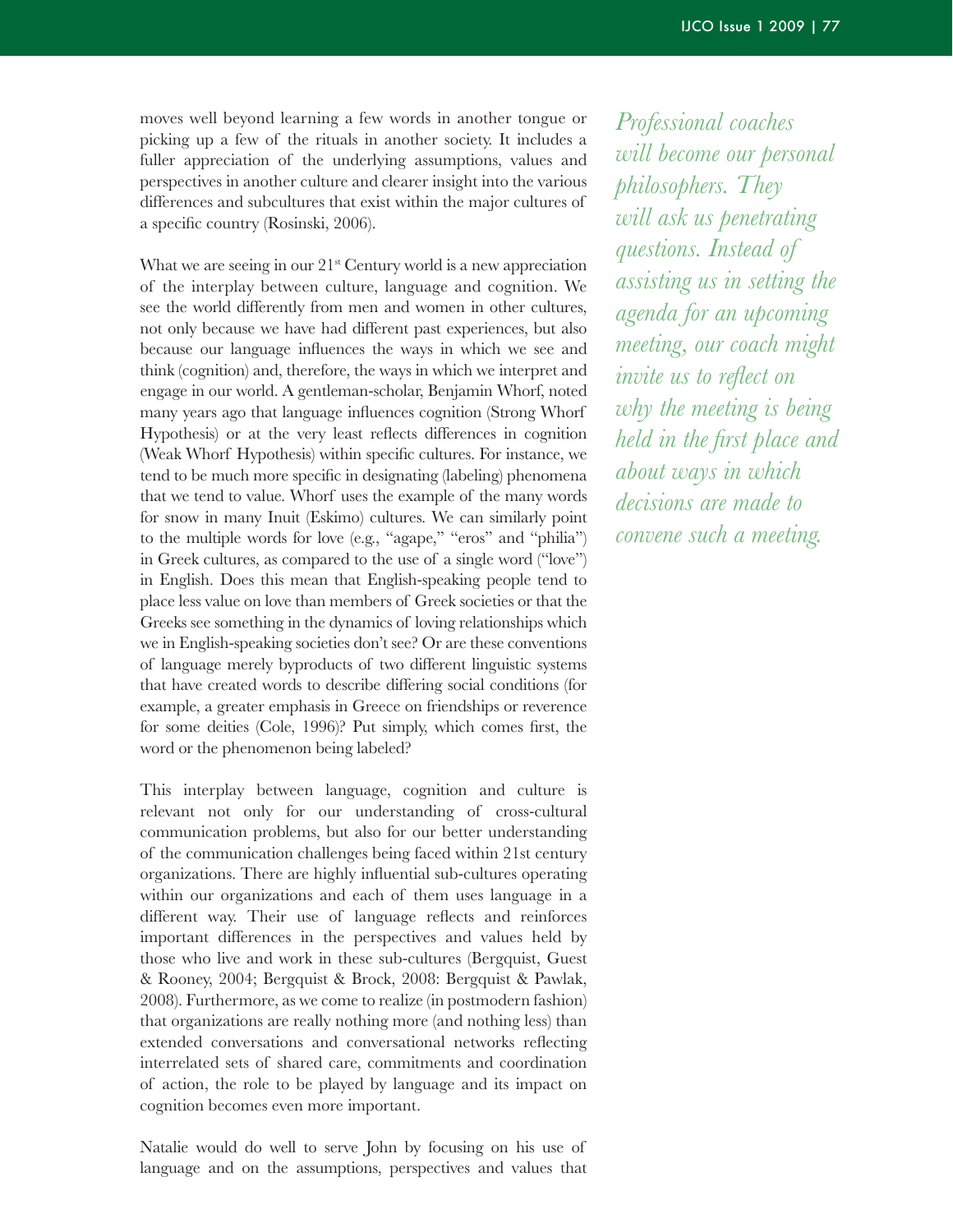moves well beyond learning a few words in another tongue or picking up a few of the rituals in another society. It includes a fuller appreciation of the underlying assumptions, values and perspectives in another culture and clearer insight into the various differences and subcultures that exist within the major cultures of a specific country (Rosinski, 2006).

What we are seeing in our 21st Century world is a new appreciation of the interplay between culture, language and cognition. We see the world differently from men and women in other cultures, not only because we have had different past experiences, but also because our language influences the ways in which we see and think (cognition) and, therefore, the ways in which we interpret and engage in our world. A gentleman-scholar, Benjamin Whorf, noted many years ago that language influences cognition (Strong Whorf Hypothesis) or at the very least reflects differences in cognition (Weak Whorf Hypothesis) within specific cultures. For instance, we tend to be much more specific in designating (labeling) phenomena that we tend to value. Whorf uses the example of the many words for snow in many Inuit (Eskimo) cultures. We can similarly point to the multiple words for love (e.g., "agape," "eros" and "philia") in Greek cultures, as compared to the use of a single word ("love") in English. Does this mean that English-speaking people tend to place less value on love than members of Greek societies or that the Greeks see something in the dynamics of loving relationships which we in English-speaking societies don't see? Or are these conventions of language merely byproducts of two different linguistic systems that have created words to describe differing social conditions (for example, a greater emphasis in Greece on friendships or reverence for some deities (Cole, 1996)? Put simply, which comes first, the word or the phenomenon being labeled?

*Professional coaches will become our personal philosophers. They will ask us penetrating questions. Instead of assisting us in setting the agenda for an upcoming meeting, our coach might invite us to reflect on why the meeting is being held in the first place and about ways in which decisions are made to convene such a meeting.*

This interplay between language, cognition and culture is relevant not only for our understanding of cross-cultural communication problems, but also for our better understanding of the communication challenges being faced within 21st century organizations. There are highly influential sub-cultures operating within our organizations and each of them uses language in a different way. Their use of language reflects and reinforces important differences in the perspectives and values held by those who live and work in these sub-cultures (Bergquist, Guest & Rooney, 2004; Bergquist & Brock, 2008: Bergquist & Pawlak, 2008). Furthermore, as we come to realize (in postmodern fashion) that organizations are really nothing more (and nothing less) than extended conversations and conversational networks reflecting interrelated sets of shared care, commitments and coordination of action, the role to be played by language and its impact on cognition becomes even more important.

Natalie would do well to serve John by focusing on his use of language and on the assumptions, perspectives and values that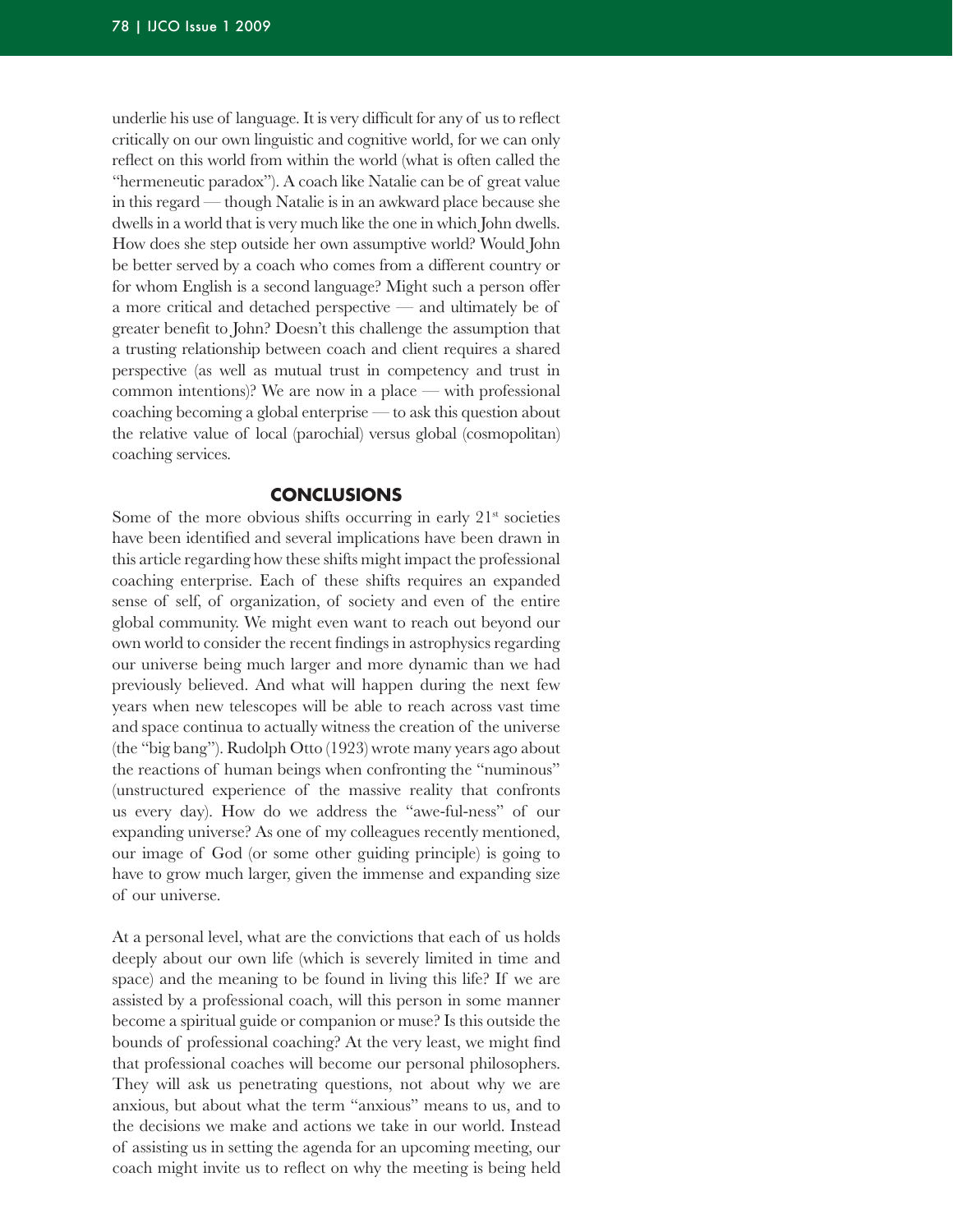underlie his use of language. It is very difficult for any of us to reflect critically on our own linguistic and cognitive world, for we can only reflect on this world from within the world (what is often called the "hermeneutic paradox"). A coach like Natalie can be of great value in this regard — though Natalie is in an awkward place because she dwells in a world that is very much like the one in which John dwells. How does she step outside her own assumptive world? Would John be better served by a coach who comes from a different country or for whom English is a second language? Might such a person offer a more critical and detached perspective — and ultimately be of greater benefit to John? Doesn't this challenge the assumption that a trusting relationship between coach and client requires a shared perspective (as well as mutual trust in competency and trust in common intentions)? We are now in a place — with professional coaching becoming a global enterprise — to ask this question about the relative value of local (parochial) versus global (cosmopolitan) coaching services.

## CONCLUSIONS

Some of the more obvious shifts occurring in early 21st societies have been identified and several implications have been drawn in this article regarding how these shifts might impact the professional coaching enterprise. Each of these shifts requires an expanded sense of self, of organization, of society and even of the entire global community. We might even want to reach out beyond our own world to consider the recent findings in astrophysics regarding our universe being much larger and more dynamic than we had previously believed. And what will happen during the next few years when new telescopes will be able to reach across vast time and space continua to actually witness the creation of the universe (the "big bang"). Rudolph Otto (1923) wrote many years ago about the reactions of human beings when confronting the "numinous" (unstructured experience of the massive reality that confronts us every day). How do we address the "awe-ful-ness" of our expanding universe? As one of my colleagues recently mentioned, our image of God (or some other guiding principle) is going to have to grow much larger, given the immense and expanding size of our universe.

At a personal level, what are the convictions that each of us holds deeply about our own life (which is severely limited in time and space) and the meaning to be found in living this life? If we are assisted by a professional coach, will this person in some manner become a spiritual guide or companion or muse? Is this outside the bounds of professional coaching? At the very least, we might find that professional coaches will become our personal philosophers. They will ask us penetrating questions, not about why we are anxious, but about what the term "anxious" means to us, and to the decisions we make and actions we take in our world. Instead of assisting us in setting the agenda for an upcoming meeting, our coach might invite us to reflect on why the meeting is being held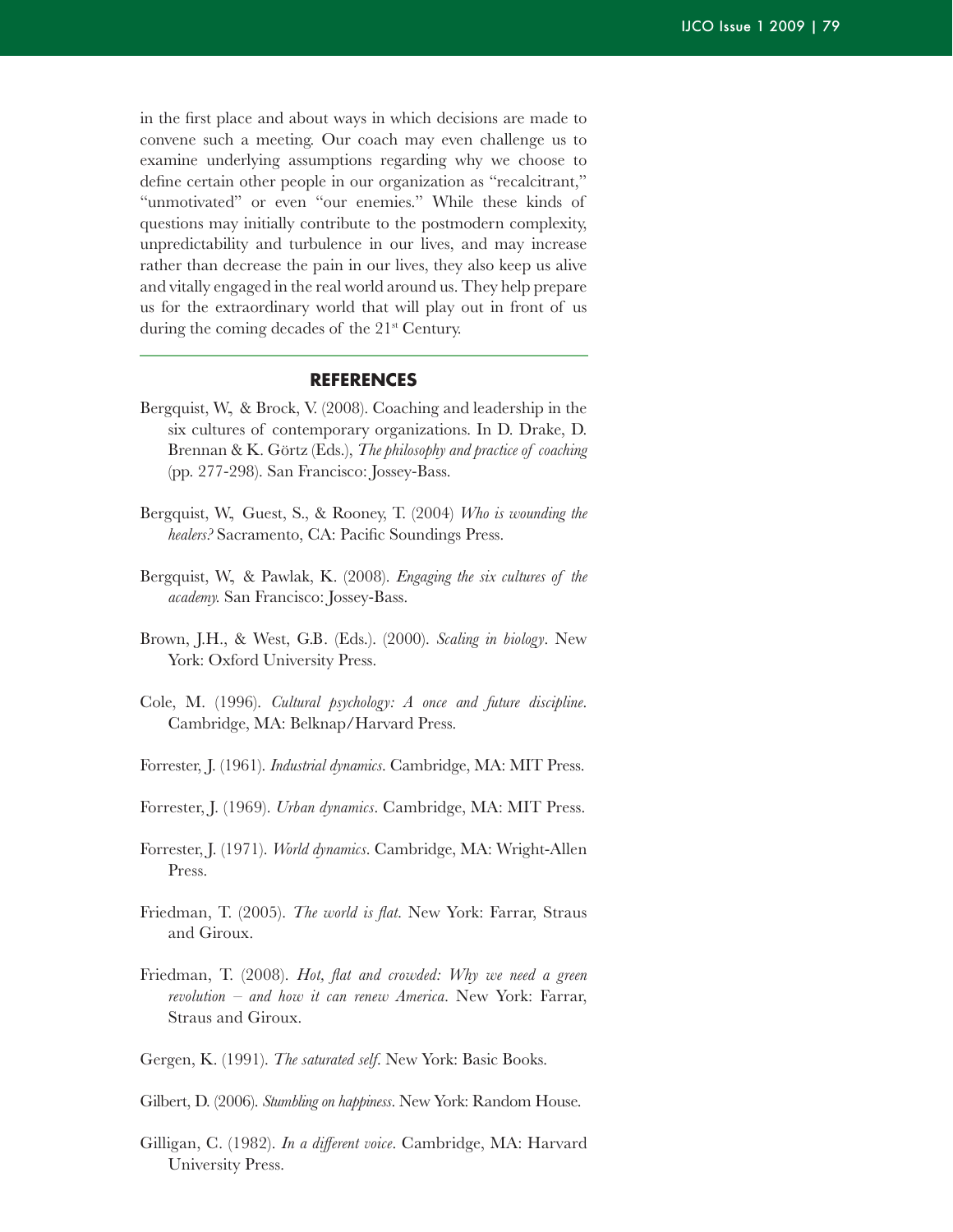in the first place and about ways in which decisions are made to convene such a meeting. Our coach may even challenge us to examine underlying assumptions regarding why we choose to define certain other people in our organization as "recalcitrant," "unmotivated" or even "our enemies." While these kinds of questions may initially contribute to the postmodern complexity, unpredictability and turbulence in our lives, and may increase rather than decrease the pain in our lives, they also keep us alive and vitally engaged in the real world around us. They help prepare us for the extraordinary world that will play out in front of us during the coming decades of the 21st Century.

## REFERENCES

Bergquist, W., & Brock, V. (2008). Coaching and leadership in the six cultures of contemporary organizations. In D. Drake, D. Brennan & K. Görtz (Eds.), *The philosophy and practice of coaching* (pp. 277-298). San Francisco: Jossey-Bass.

Bergquist, W., Guest, S., & Rooney, T. (2004) *Who is wounding the healers?* Sacramento, CA: Pacific Soundings Press.

Bergquist, W., & Pawlak, K. (2008). *Engaging the six cultures of the academy.* San Francisco: Jossey-Bass.

Brown, J.H., & West, G.B. (Eds.). (2000). *Scaling in biology*. New York: Oxford University Press.

Cole, M. (1996). *Cultural psychology: A once and future discipline*. Cambridge, MA: Belknap/Harvard Press.

Forrester, J. (1961). *Industrial dynamics*. Cambridge, MA: MIT Press.

Forrester, J. (1969). *Urban dynamics*. Cambridge, MA: MIT Press.

Forrester, J. (1971). *World dynamics*. Cambridge, MA: Wright-Allen Press.

Friedman, T. (2005). *The world is flat*. New York: Farrar, Straus and Giroux.

Friedman, T. (2008). *Hot, flat and crowded: Why we need a green revolution – and how it can renew America*. New York: Farrar, Straus and Giroux.

Gergen, K. (1991). *The saturated self*. New York: Basic Books.

Gilbert, D. (2006). *Stumbling on happiness*. New York: Random House.

Gilligan, C. (1982). *In a different voice*. Cambridge, MA: Harvard University Press.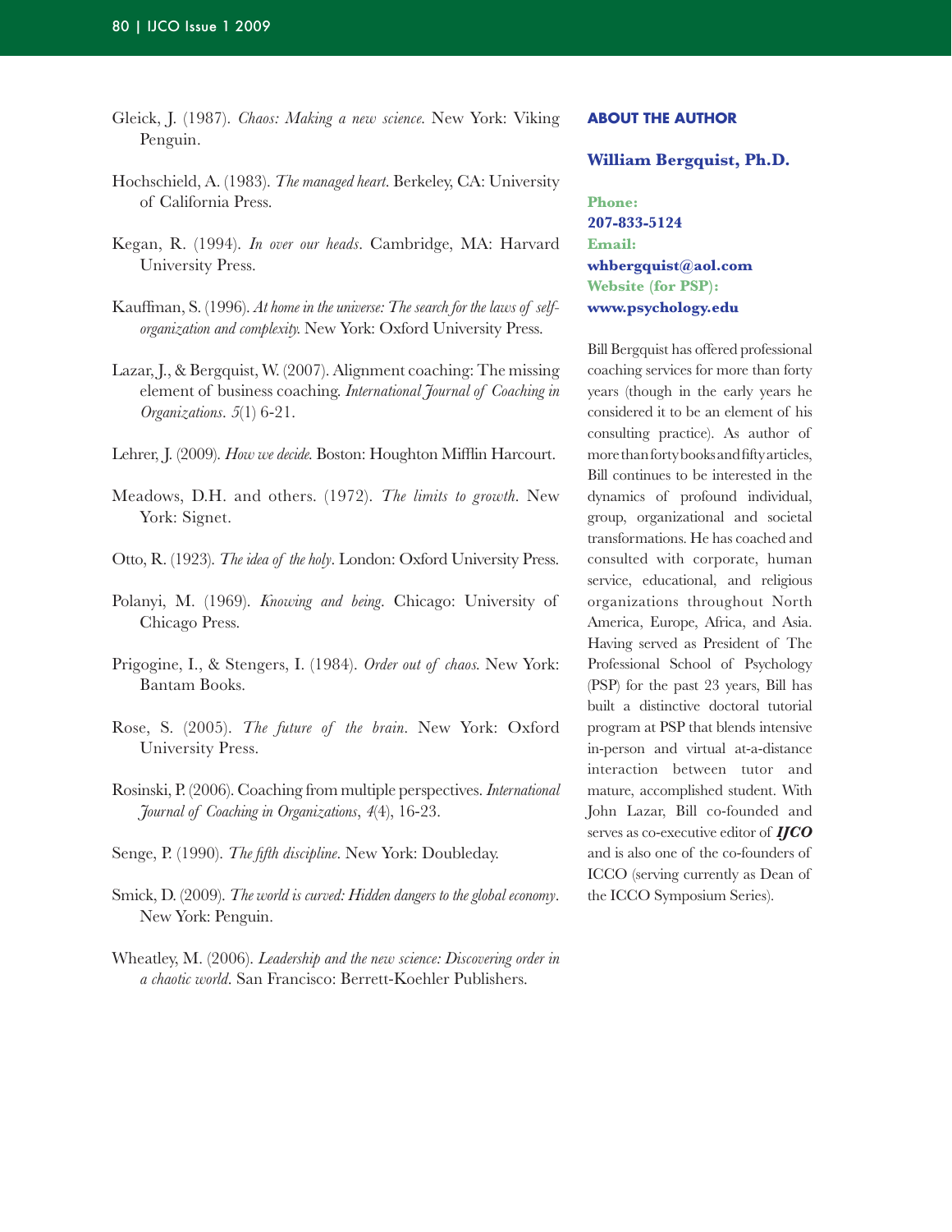Gleick, J. (1987). *Chaos: Making a new science.* New York: Viking Penguin.

Hochschield, A. (1983). *The managed heart.* Berkeley, CA: University of California Press.

Kegan, R. (1994). *In over our heads*. Cambridge, MA: Harvard University Press.

Kauffman, S. (1996). *At home in the universe: The search for the laws of self-organization and complexity.* New York: Oxford University Press.

Lazar, J., & Bergquist, W. (2007). Alignment coaching: The missing element of business coaching. *International Journal of Coaching in Organizations*. *5*(1) 6-21.

Lehrer, J. (2009). *How we decide.* Boston: Houghton Mifflin Harcourt.

Meadows, D.H. and others. (1972). *The limits to growth*. New York: Signet.

Otto, R. (1923). *The idea of the holy*. London: Oxford University Press.

Polanyi, M. (1969). *Knowing and being.* Chicago: University of Chicago Press.

Prigogine, I., & Stengers, I. (1984). *Order out of chaos.* New York: Bantam Books.

Rose, S. (2005). *The future of the brain*. New York: Oxford University Press.

Rosinski, P. (2006). Coaching from multiple perspectives. *International Journal of Coaching in Organizations*, *4*(4), 16-23.

Senge, P. (1990). *The fifth discipline*. New York: Doubleday.

Smick, D. (2009). *The world is curved: Hidden dangers to the global economy*. New York: Penguin.

Wheatley, M. (2006). *Leadership and the new science: Discovering order in a chaotic world.* San Francisco: Berrett-Koehler Publishers.

## ABOUT THE AUTHOR

### William Bergquist, Ph.D.

**Phone:**
**207-833-5124**
**Email:**
**whbergquist@aol.com**
**Website (for PSP):**
**www.psychology.edu**

Bill Bergquist has offered professional coaching services for more than forty years (though in the early years he considered it to be an element of his consulting practice). As author of more than forty books and fifty articles, Bill continues to be interested in the dynamics of profound individual, group, organizational and societal transformations. He has coached and consulted with corporate, human service, educational, and religious organizations throughout North America, Europe, Africa, and Asia. Having served as President of The Professional School of Psychology (PSP) for the past 23 years, Bill has built a distinctive doctoral tutorial program at PSP that blends intensive in-person and virtual at-a-distance interaction between tutor and mature, accomplished student. With John Lazar, Bill co-founded and serves as co-executive editor of ***IJCO*** and is also one of the co-founders of ICCO (serving currently as Dean of the ICCO Symposium Series).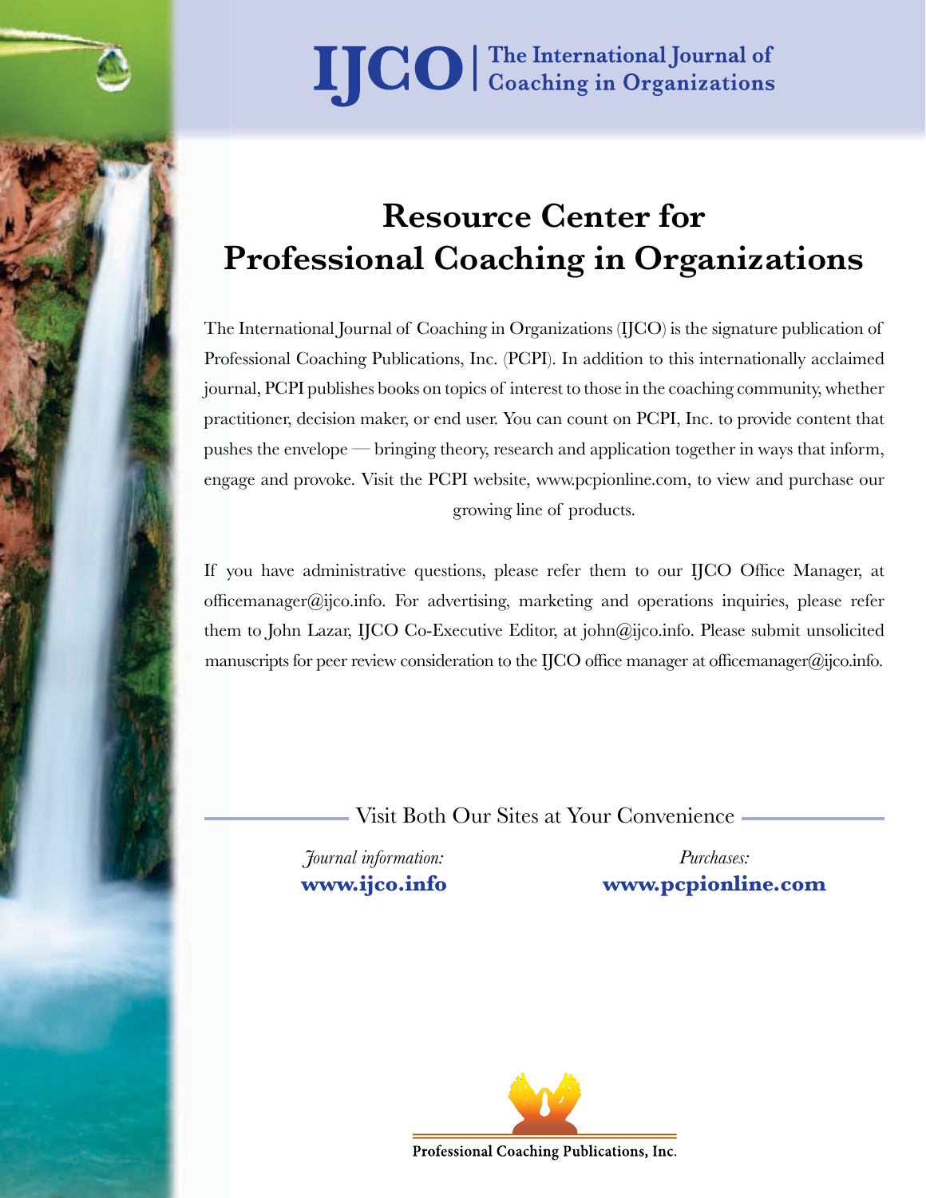# IJCO | The International Journal of Coaching in Organizations

## Resource Center for Professional Coaching in Organizations

The International Journal of Coaching in Organizations (IJCO) is the signature publication of Professional Coaching Publications, Inc. (PCPI). In addition to this internationally acclaimed journal, PCPI publishes books on topics of interest to those in the coaching community, whether practitioner, decision maker, or end user. You can count on PCPI, Inc. to provide content that pushes the envelope — bringing theory, research and application together in ways that inform, engage and provoke. Visit the PCPI website, www.pcpionline.com, to view and purchase our growing line of products.

If you have administrative questions, please refer them to our IJCO Office Manager, at officemanager@ijco.info. For advertising, marketing and operations inquiries, please refer them to John Lazar, IJCO Co-Executive Editor, at john@ijco.info. Please submit unsolicited manuscripts for peer review consideration to the IJCO office manager at officemanager@ijco.info.

Visit Both Our Sites at Your Convenience

*Journal information:*
**www.ijco.info**

*Purchases:*
**www.pcpionline.com**

Professional Coaching Publications, Inc.